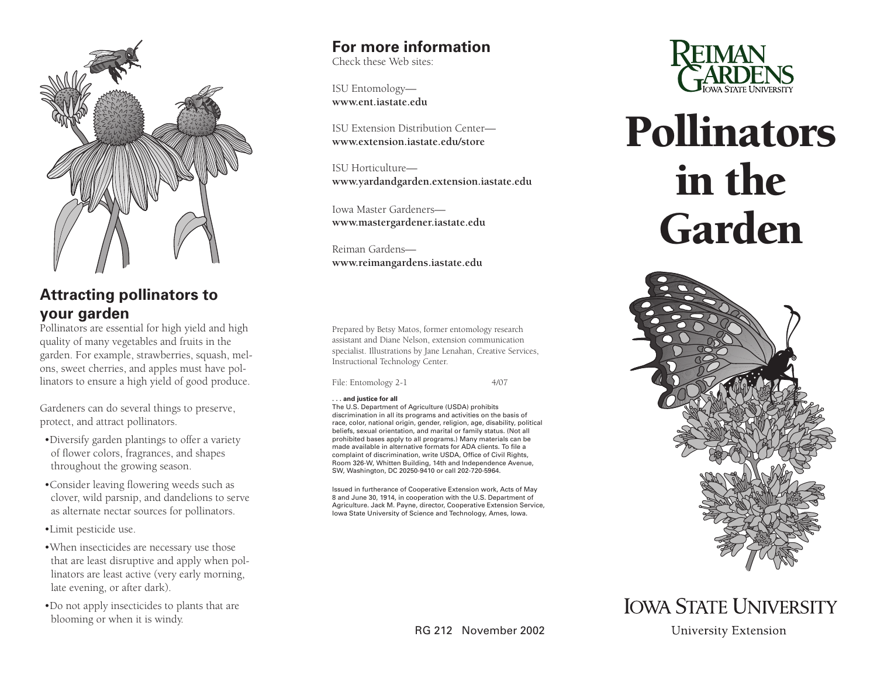# Pollinators in the Garden

Reiman Gardens
Iowa State University

## Attracting pollinators to your garden

Pollinators are essential for high yield and high quality of many vegetables and fruits in the garden. For example, strawberries, squash, melons, sweet cherries, and apples must have pollinators to ensure a high yield of good produce.

Gardeners can do several things to preserve, protect, and attract pollinators.

- Diversify garden plantings to offer a variety of flower colors, fragrances, and shapes throughout the growing season.
- Consider leaving flowering weeds such as clover, wild parsnip, and dandelions to serve as alternate nectar sources for pollinators.
- Limit pesticide use.
- When insecticides are necessary use those that are least disruptive and apply when pollinators are least active (very early morning, late evening, or after dark).
- Do not apply insecticides to plants that are blooming or when it is windy.

## For more information

Check these Web sites:

ISU Entomology—
**www.ent.iastate.edu**

ISU Extension Distribution Center—
**www.extension.iastate.edu/store**

ISU Horticulture—
**www.yardandgarden.extension.iastate.edu**

Iowa Master Gardeners—
**www.mastergardener.iastate.edu**

Reiman Gardens—
**www.reimangardens.iastate.edu**

Prepared by Betsy Matos, former entomology research assistant and Diane Nelson, extension communication specialist. Illustrations by Jane Lenahan, Creative Services, Instructional Technology Center.

File: Entomology 2-1 4/07

**. . . and justice for all**
The U.S. Department of Agriculture (USDA) prohibits discrimination in all its programs and activities on the basis of race, color, national origin, gender, religion, age, disability, political beliefs, sexual orientation, and marital or family status. (Not all prohibited bases apply to all programs.) Many materials can be made available in alternative formats for ADA clients. To file a complaint of discrimination, write USDA, Office of Civil Rights, Room 326-W, Whitten Building, 14th and Independence Avenue, SW, Washington, DC 20250-9410 or call 202-720-5964.

Issued in furtherance of Cooperative Extension work, Acts of May 8 and June 30, 1914, in cooperation with the U.S. Department of Agriculture. Jack M. Payne, director, Cooperative Extension Service, Iowa State University of Science and Technology, Ames, Iowa.

RG 212 November 2002

Iowa State University
University Extension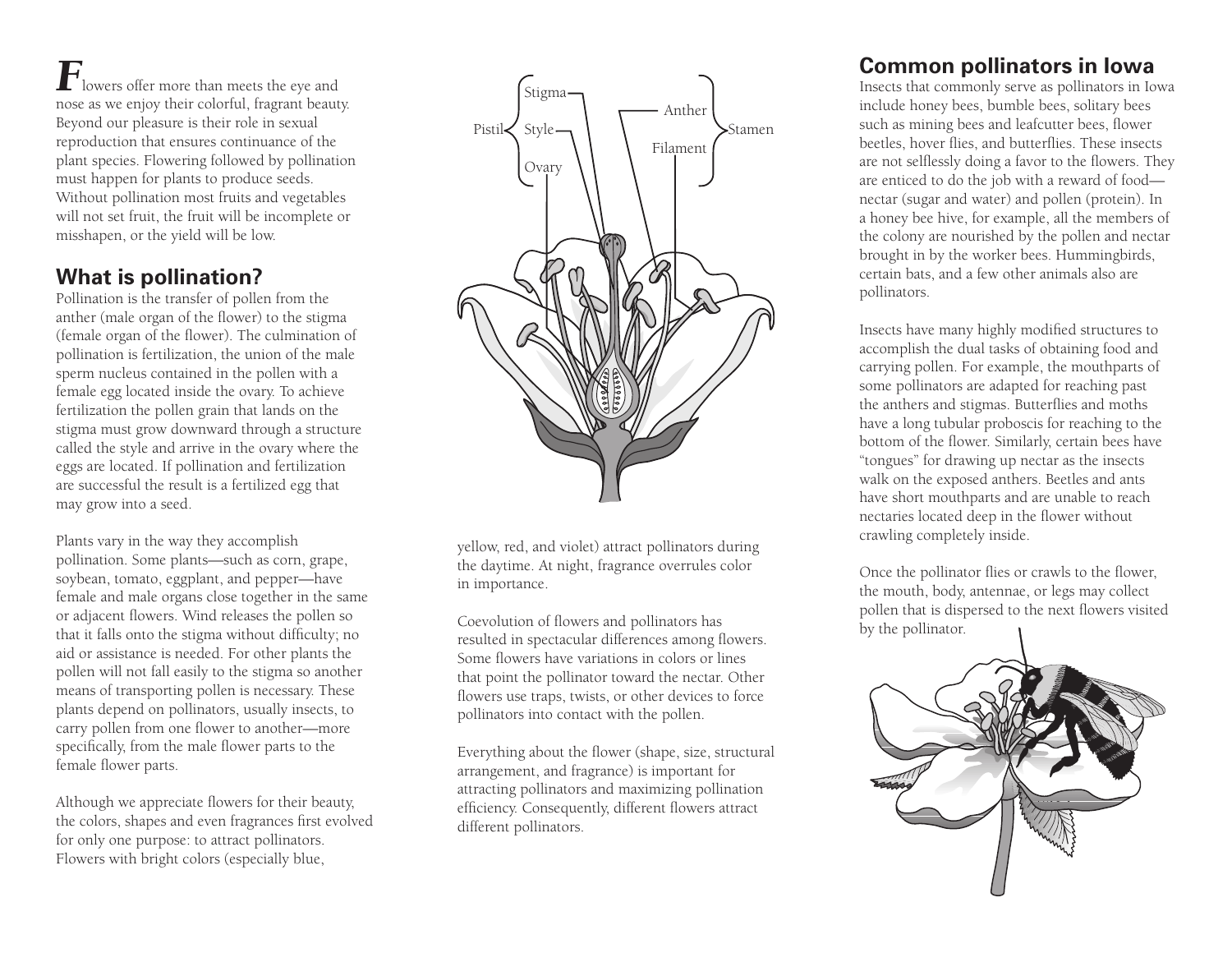**F**lowers offer more than meets the eye and nose as we enjoy their colorful, fragrant beauty. Beyond our pleasure is their role in sexual reproduction that ensures continuance of the plant species. Flowering followed by pollination must happen for plants to produce seeds. Without pollination most fruits and vegetables will not set fruit, the fruit will be incomplete or misshapen, or the yield will be low.

## What is pollination?

Pollination is the transfer of pollen from the anther (male organ of the flower) to the stigma (female organ of the flower). The culmination of pollination is fertilization, the union of the male sperm nucleus contained in the pollen with a female egg located inside the ovary. To achieve fertilization the pollen grain that lands on the stigma must grow downward through a structure called the style and arrive in the ovary where the eggs are located. If pollination and fertilization are successful the result is a fertilized egg that may grow into a seed.

Plants vary in the way they accomplish pollination. Some plants—such as corn, grape, soybean, tomato, eggplant, and pepper—have female and male organs close together in the same or adjacent flowers. Wind releases the pollen so that it falls onto the stigma without difficulty; no aid or assistance is needed. For other plants the pollen will not fall easily to the stigma so another means of transporting pollen is necessary. These plants depend on pollinators, usually insects, to carry pollen from one flower to another—more specifically, from the male flower parts to the female flower parts.

Although we appreciate flowers for their beauty, the colors, shapes and even fragrances first evolved for only one purpose: to attract pollinators. Flowers with bright colors (especially blue, yellow, red, and violet) attract pollinators during the daytime. At night, fragrance overrules color in importance.

Pistil
Stigma
Style
Ovary
Anther
Filament
Stamen

Coevolution of flowers and pollinators has resulted in spectacular differences among flowers. Some flowers have variations in colors or lines that point the pollinator toward the nectar. Other flowers use traps, twists, or other devices to force pollinators into contact with the pollen.

Everything about the flower (shape, size, structural arrangement, and fragrance) is important for attracting pollinators and maximizing pollination efficiency. Consequently, different flowers attract different pollinators.

## Common pollinators in Iowa

Insects that commonly serve as pollinators in Iowa include honey bees, bumble bees, solitary bees such as mining bees and leafcutter bees, flower beetles, hover flies, and butterflies. These insects are not selflessly doing a favor to the flowers. They are enticed to do the job with a reward of food—nectar (sugar and water) and pollen (protein). In a honey bee hive, for example, all the members of the colony are nourished by the pollen and nectar brought in by the worker bees. Hummingbirds, certain bats, and a few other animals also are pollinators.

Insects have many highly modified structures to accomplish the dual tasks of obtaining food and carrying pollen. For example, the mouthparts of some pollinators are adapted for reaching past the anthers and stigmas. Butterflies and moths have a long tubular proboscis for reaching to the bottom of the flower. Similarly, certain bees have "tongues" for drawing up nectar as the insects walk on the exposed anthers. Beetles and ants have short mouthparts and are unable to reach nectaries located deep in the flower without crawling completely inside.

Once the pollinator flies or crawls to the flower, the mouth, body, antennae, or legs may collect pollen that is dispersed to the next flowers visited by the pollinator.